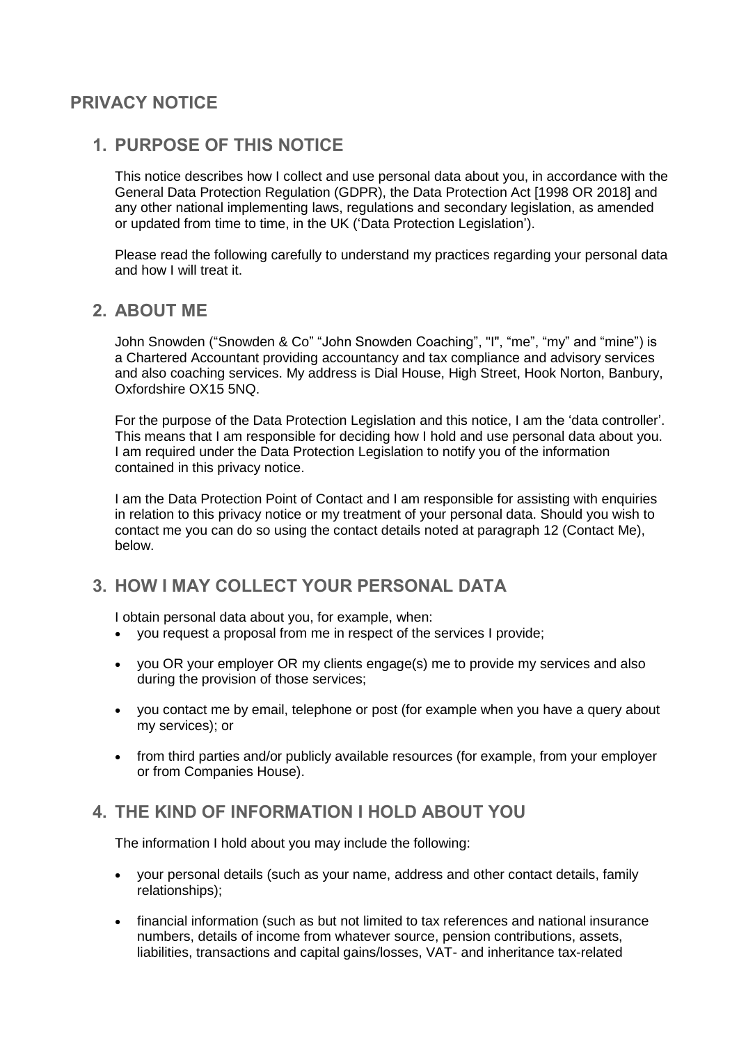# PRIVACY NOTICE

## 1. PURPOSE OF THIS NOTICE

This notice describes how I collect and use personal data about you, in accordance with the General Data Protection Regulation (GDPR), the Data Protection Act [1998 OR 2018] and any other national implementing laws, regulations and secondary legislation, as amended or updated from time to time, in the UK ('Data Protection Legislation').

Please read the following carefully to understand my practices regarding your personal data and how I will treat it.

## 2. ABOUT ME

John Snowden ("Snowden & Co" "John Snowden Coaching", "I", "me", "my" and "mine") is a Chartered Accountant providing accountancy and tax compliance and advisory services and also coaching services. My address is Dial House, High Street, Hook Norton, Banbury, Oxfordshire OX15 5NQ.

For the purpose of the Data Protection Legislation and this notice, I am the 'data controller'. This means that I am responsible for deciding how I hold and use personal data about you. I am required under the Data Protection Legislation to notify you of the information contained in this privacy notice.

I am the Data Protection Point of Contact and I am responsible for assisting with enquiries in relation to this privacy notice or my treatment of your personal data. Should you wish to contact me you can do so using the contact details noted at paragraph 12 (Contact Me), below.

## 3. HOW I MAY COLLECT YOUR PERSONAL DATA

I obtain personal data about you, for example, when:

- you request a proposal from me in respect of the services I provide;
- you OR your employer OR my clients engage(s) me to provide my services and also during the provision of those services;
- you contact me by email, telephone or post (for example when you have a query about my services); or
- from third parties and/or publicly available resources (for example, from your employer or from Companies House).

## 4. THE KIND OF INFORMATION I HOLD ABOUT YOU

The information I hold about you may include the following:

- your personal details (such as your name, address and other contact details, family relationships);
- financial information (such as but not limited to tax references and national insurance numbers, details of income from whatever source, pension contributions, assets, liabilities, transactions and capital gains/losses, VAT- and inheritance tax-related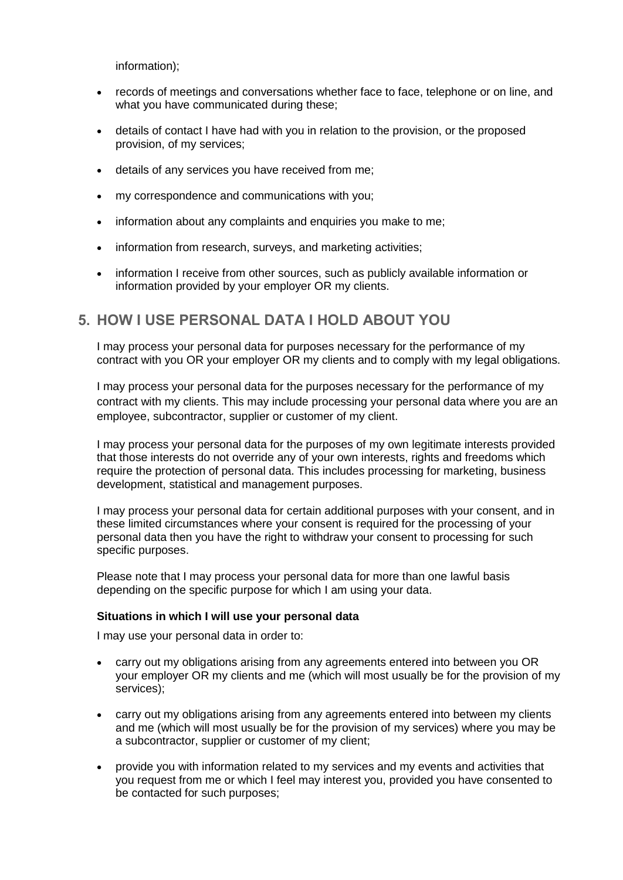information);

- records of meetings and conversations whether face to face, telephone or on line, and what you have communicated during these;
- details of contact I have had with you in relation to the provision, or the proposed provision, of my services;
- details of any services you have received from me;
- my correspondence and communications with you;
- information about any complaints and enquiries you make to me;
- information from research, surveys, and marketing activities;
- information I receive from other sources, such as publicly available information or information provided by your employer OR my clients.

## 5. HOW I USE PERSONAL DATA I HOLD ABOUT YOU

I may process your personal data for purposes necessary for the performance of my contract with you OR your employer OR my clients and to comply with my legal obligations.

I may process your personal data for the purposes necessary for the performance of my contract with my clients. This may include processing your personal data where you are an employee, subcontractor, supplier or customer of my client.

I may process your personal data for the purposes of my own legitimate interests provided that those interests do not override any of your own interests, rights and freedoms which require the protection of personal data. This includes processing for marketing, business development, statistical and management purposes.

I may process your personal data for certain additional purposes with your consent, and in these limited circumstances where your consent is required for the processing of your personal data then you have the right to withdraw your consent to processing for such specific purposes.

Please note that I may process your personal data for more than one lawful basis depending on the specific purpose for which I am using your data.

**Situations in which I will use your personal data**

I may use your personal data in order to:

- carry out my obligations arising from any agreements entered into between you OR your employer OR my clients and me (which will most usually be for the provision of my services);
- carry out my obligations arising from any agreements entered into between my clients and me (which will most usually be for the provision of my services) where you may be a subcontractor, supplier or customer of my client;
- provide you with information related to my services and my events and activities that you request from me or which I feel may interest you, provided you have consented to be contacted for such purposes;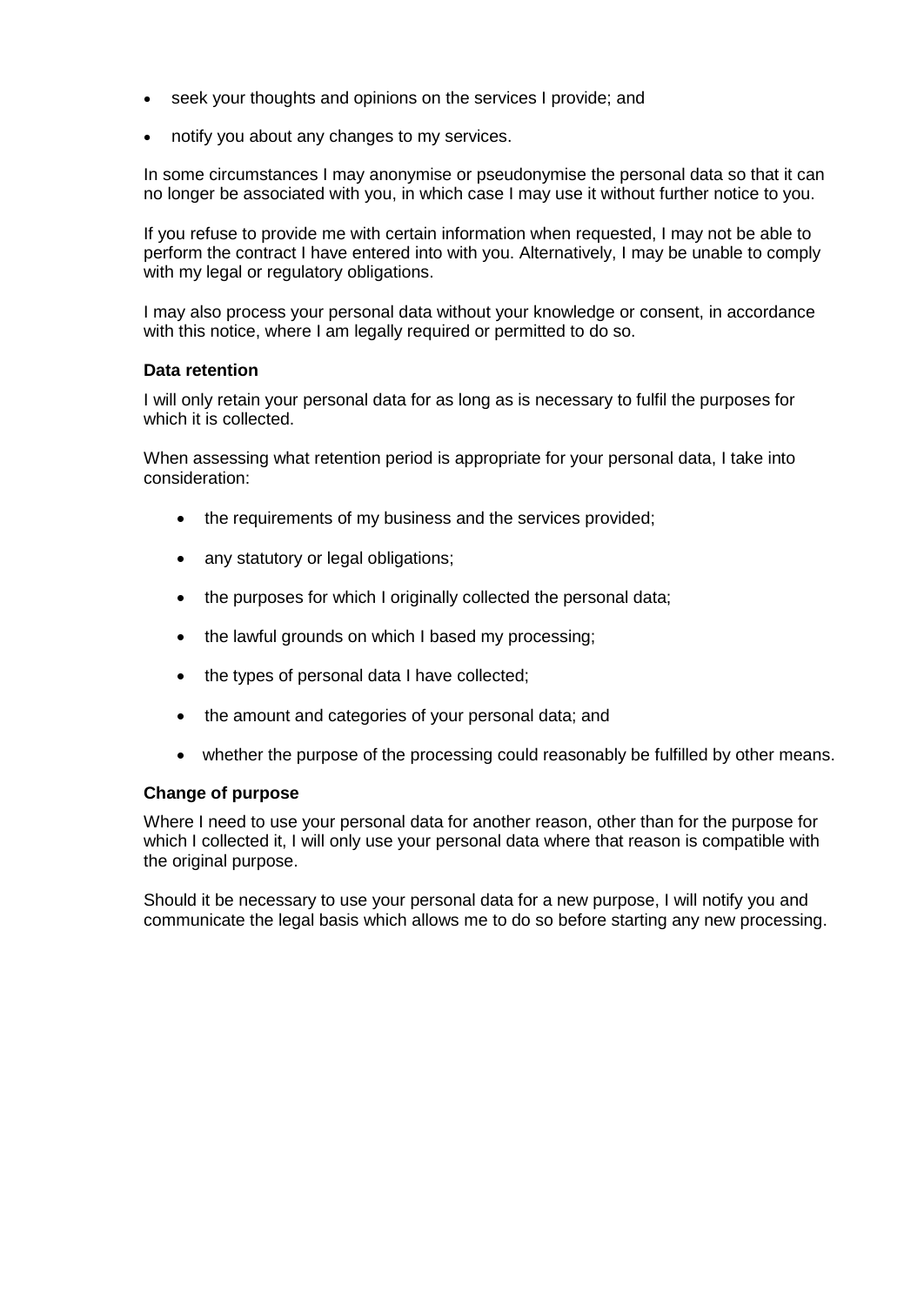- seek your thoughts and opinions on the services I provide; and
- notify you about any changes to my services.

In some circumstances I may anonymise or pseudonymise the personal data so that it can no longer be associated with you, in which case I may use it without further notice to you.

If you refuse to provide me with certain information when requested, I may not be able to perform the contract I have entered into with you. Alternatively, I may be unable to comply with my legal or regulatory obligations.

I may also process your personal data without your knowledge or consent, in accordance with this notice, where I am legally required or permitted to do so.

**Data retention**

I will only retain your personal data for as long as is necessary to fulfil the purposes for which it is collected.

When assessing what retention period is appropriate for your personal data, I take into consideration:

- the requirements of my business and the services provided;
- any statutory or legal obligations;
- the purposes for which I originally collected the personal data;
- the lawful grounds on which I based my processing;
- the types of personal data I have collected;
- the amount and categories of your personal data; and
- whether the purpose of the processing could reasonably be fulfilled by other means.

**Change of purpose**

Where I need to use your personal data for another reason, other than for the purpose for which I collected it, I will only use your personal data where that reason is compatible with the original purpose.

Should it be necessary to use your personal data for a new purpose, I will notify you and communicate the legal basis which allows me to do so before starting any new processing.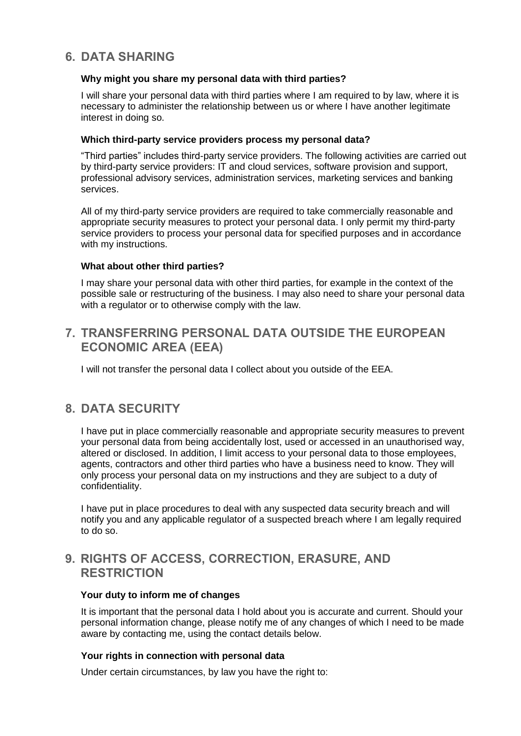## 6. DATA SHARING

**Why might you share my personal data with third parties?**

I will share your personal data with third parties where I am required to by law, where it is necessary to administer the relationship between us or where I have another legitimate interest in doing so.

**Which third-party service providers process my personal data?**

"Third parties" includes third-party service providers. The following activities are carried out by third-party service providers: IT and cloud services, software provision and support, professional advisory services, administration services, marketing services and banking services.

All of my third-party service providers are required to take commercially reasonable and appropriate security measures to protect your personal data. I only permit my third-party service providers to process your personal data for specified purposes and in accordance with my instructions.

**What about other third parties?**

I may share your personal data with other third parties, for example in the context of the possible sale or restructuring of the business. I may also need to share your personal data with a regulator or to otherwise comply with the law.

## 7. TRANSFERRING PERSONAL DATA OUTSIDE THE EUROPEAN ECONOMIC AREA (EEA)

I will not transfer the personal data I collect about you outside of the EEA.

## 8. DATA SECURITY

I have put in place commercially reasonable and appropriate security measures to prevent your personal data from being accidentally lost, used or accessed in an unauthorised way, altered or disclosed. In addition, I limit access to your personal data to those employees, agents, contractors and other third parties who have a business need to know. They will only process your personal data on my instructions and they are subject to a duty of confidentiality.

I have put in place procedures to deal with any suspected data security breach and will notify you and any applicable regulator of a suspected breach where I am legally required to do so.

## 9. RIGHTS OF ACCESS, CORRECTION, ERASURE, AND RESTRICTION

**Your duty to inform me of changes**

It is important that the personal data I hold about you is accurate and current. Should your personal information change, please notify me of any changes of which I need to be made aware by contacting me, using the contact details below.

**Your rights in connection with personal data**

Under certain circumstances, by law you have the right to: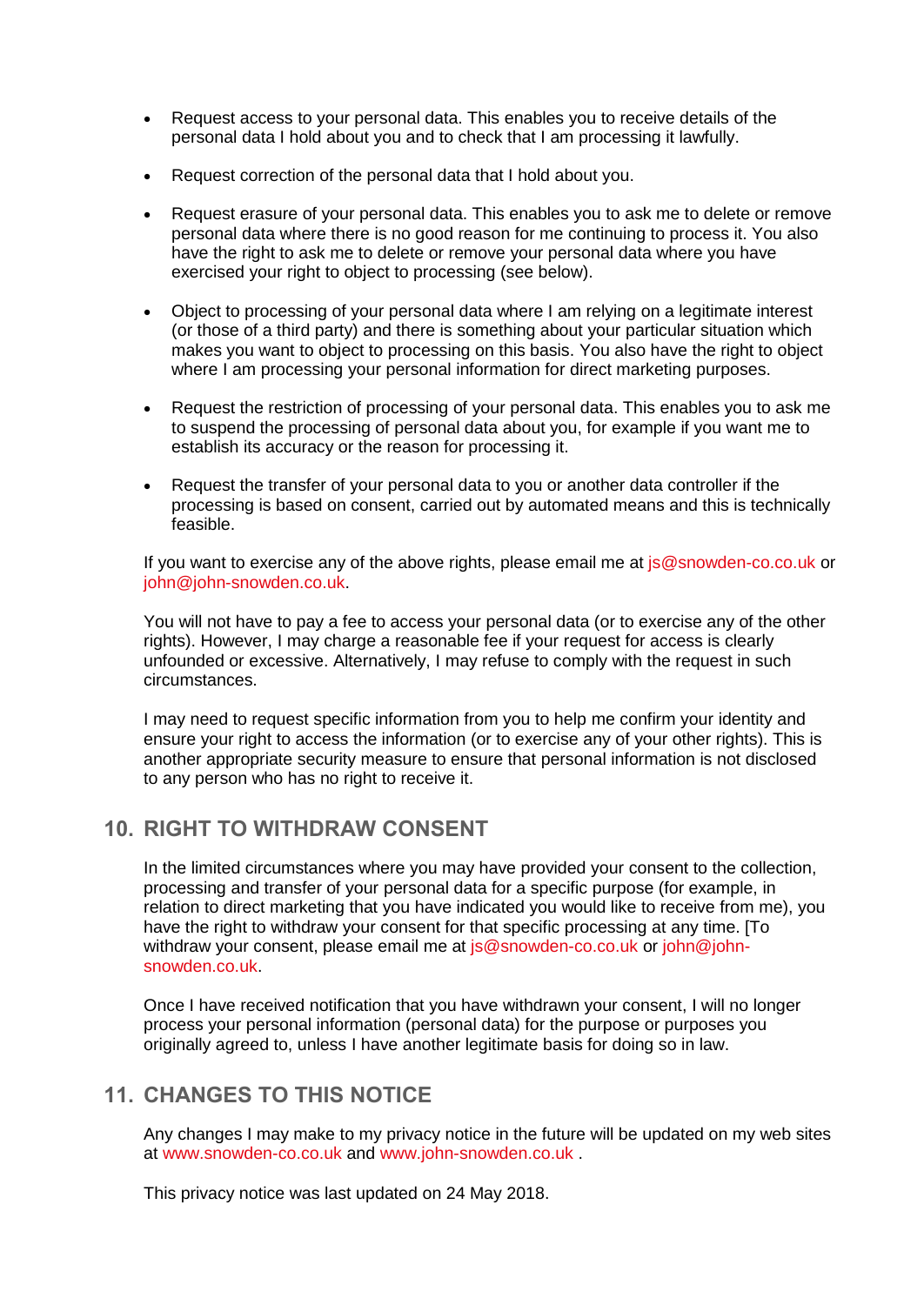- Request access to your personal data. This enables you to receive details of the personal data I hold about you and to check that I am processing it lawfully.
- Request correction of the personal data that I hold about you.
- Request erasure of your personal data. This enables you to ask me to delete or remove personal data where there is no good reason for me continuing to process it. You also have the right to ask me to delete or remove your personal data where you have exercised your right to object to processing (see below).
- Object to processing of your personal data where I am relying on a legitimate interest (or those of a third party) and there is something about your particular situation which makes you want to object to processing on this basis. You also have the right to object where I am processing your personal information for direct marketing purposes.
- Request the restriction of processing of your personal data. This enables you to ask me to suspend the processing of personal data about you, for example if you want me to establish its accuracy or the reason for processing it.
- Request the transfer of your personal data to you or another data controller if the processing is based on consent, carried out by automated means and this is technically feasible.

If you want to exercise any of the above rights, please email me at js@snowden-co.co.uk or john@john-snowden.co.uk.

You will not have to pay a fee to access your personal data (or to exercise any of the other rights). However, I may charge a reasonable fee if your request for access is clearly unfounded or excessive. Alternatively, I may refuse to comply with the request in such circumstances.

I may need to request specific information from you to help me confirm your identity and ensure your right to access the information (or to exercise any of your other rights). This is another appropriate security measure to ensure that personal information is not disclosed to any person who has no right to receive it.

## 10. RIGHT TO WITHDRAW CONSENT

In the limited circumstances where you may have provided your consent to the collection, processing and transfer of your personal data for a specific purpose (for example, in relation to direct marketing that you have indicated you would like to receive from me), you have the right to withdraw your consent for that specific processing at any time. [To withdraw your consent, please email me at js@snowden-co.co.uk or john@john-snowden.co.uk.

Once I have received notification that you have withdrawn your consent, I will no longer process your personal information (personal data) for the purpose or purposes you originally agreed to, unless I have another legitimate basis for doing so in law.

## 11. CHANGES TO THIS NOTICE

Any changes I may make to my privacy notice in the future will be updated on my web sites at www.snowden-co.co.uk and www.john-snowden.co.uk .

This privacy notice was last updated on 24 May 2018.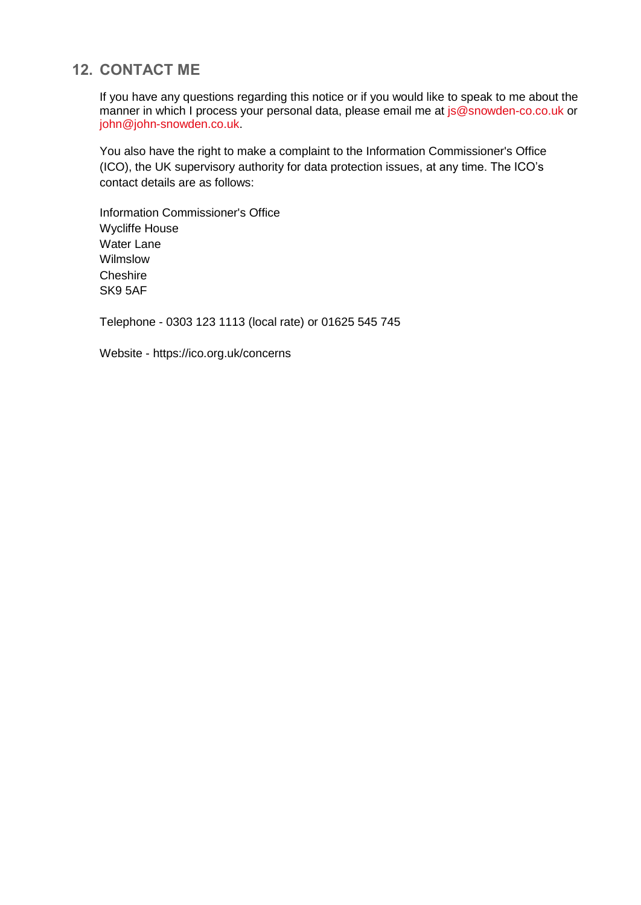## 12. CONTACT ME

If you have any questions regarding this notice or if you would like to speak to me about the manner in which I process your personal data, please email me at js@snowden-co.co.uk or john@john-snowden.co.uk.

You also have the right to make a complaint to the Information Commissioner's Office (ICO), the UK supervisory authority for data protection issues, at any time. The ICO's contact details are as follows:

Information Commissioner's Office
Wycliffe House
Water Lane
Wilmslow
Cheshire
SK9 5AF

Telephone - 0303 123 1113 (local rate) or 01625 545 745

Website - https://ico.org.uk/concerns